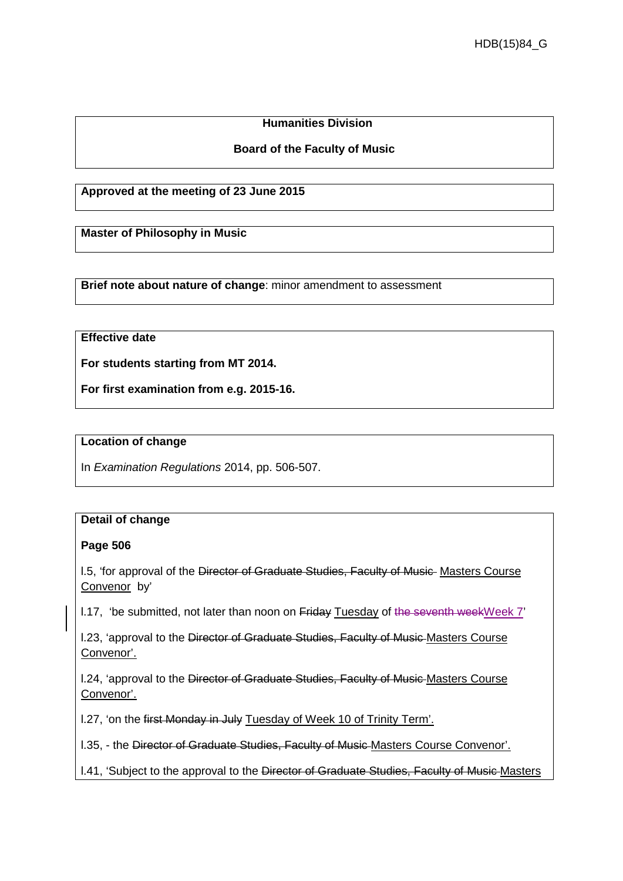HDB(15)84_G

**Humanities Division**

**Board of the Faculty of Music**

**Approved at the meeting of 23 June 2015**

**Master of Philosophy in Music**

**Brief note about nature of change**: minor amendment to assessment

**Effective date**

**For students starting from MT 2014.**

**For first examination from e.g. 2015-16.**

**Location of change**

In *Examination Regulations* 2014, pp. 506-507.

**Detail of change**

**Page 506**

l.5, 'for approval of the ~~Director of Graduate Studies, Faculty of Music~~ <u>Masters Course Convenor</u> by'

l.17, 'be submitted, not later than noon on ~~Friday~~ <u>Tuesday</u> of ~~the seventh week~~<u>Week 7</u>'

l.23, 'approval to the ~~Director of Graduate Studies, Faculty of Music~~ <u>Masters Course Convenor'.</u>

l.24, 'approval to the ~~Director of Graduate Studies, Faculty of Music~~ <u>Masters Course Convenor'.</u>

l.27, 'on the ~~first Monday in July~~ <u>Tuesday of Week 10 of Trinity Term'.</u>

l.35, - the ~~Director of Graduate Studies, Faculty of Music~~ <u>Masters Course Convenor'.</u>

l.41, 'Subject to the approval to the ~~Director of Graduate Studies, Faculty of Music~~ <u>Masters</u>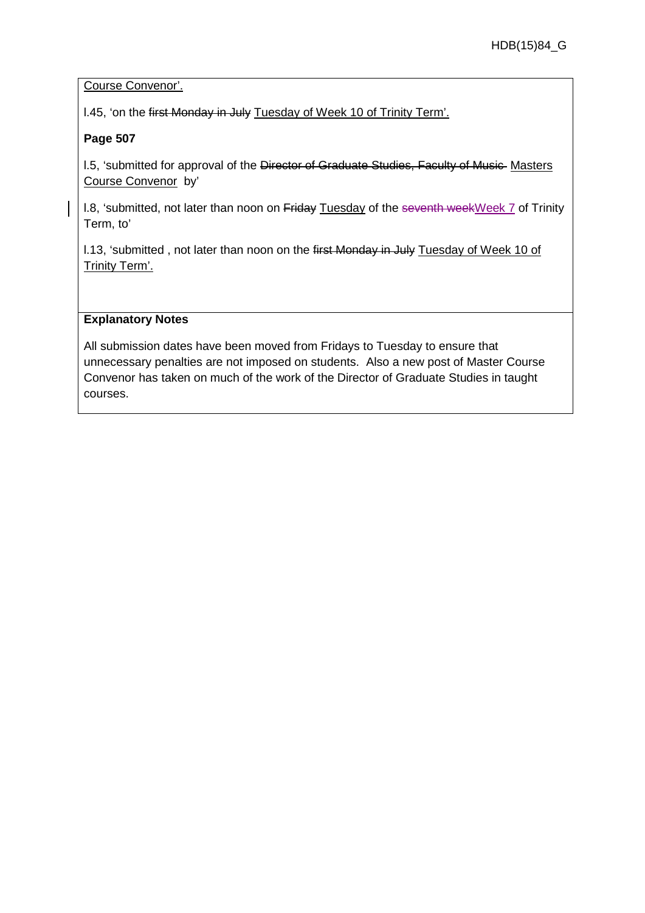Course Convenor'.

l.45, 'on the ~~first Monday in July~~ Tuesday of Week 10 of Trinity Term'.

**Page 507**

l.5, 'submitted for approval of the ~~Director of Graduate Studies, Faculty of Music~~ Masters Course Convenor by'

l.8, 'submitted, not later than noon on ~~Friday~~ Tuesday of the ~~seventh week~~Week 7 of Trinity Term, to'

l.13, 'submitted , not later than noon on the ~~first Monday in July~~ Tuesday of Week 10 of Trinity Term'.

**Explanatory Notes**

All submission dates have been moved from Fridays to Tuesday to ensure that unnecessary penalties are not imposed on students. Also a new post of Master Course Convenor has taken on much of the work of the Director of Graduate Studies in taught courses.